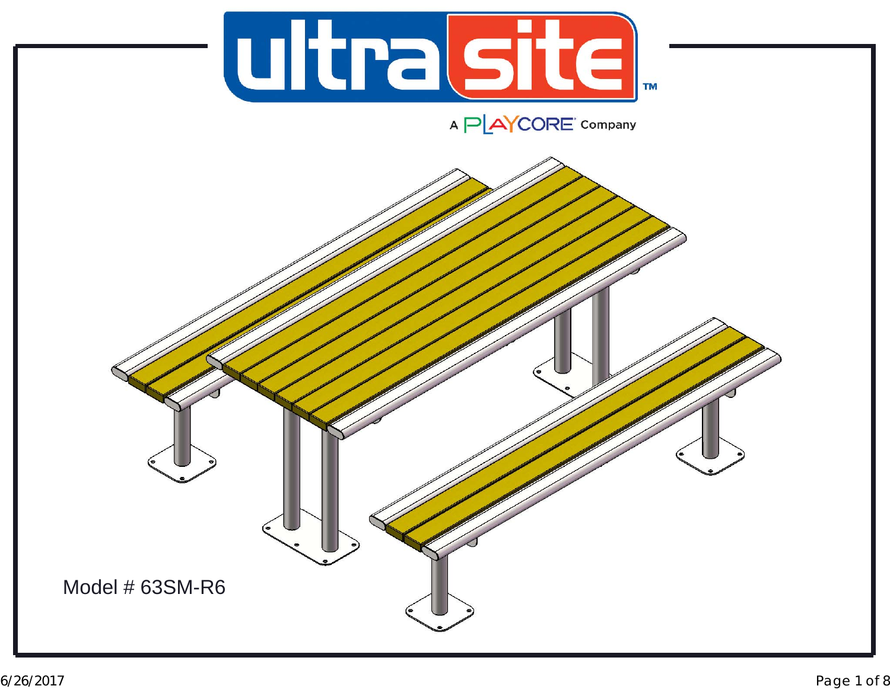ultrasite™

A PLAYCORE® Company

Model # 63SM-R6

6/26/2017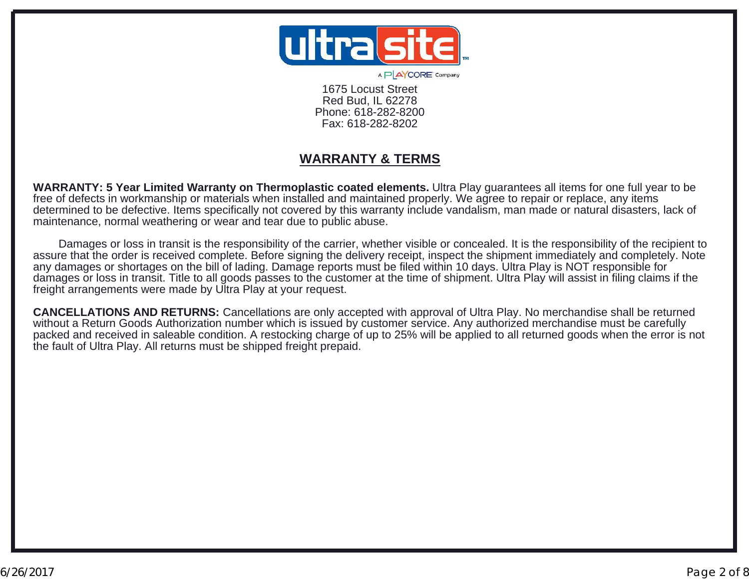1675 Locust Street
Red Bud, IL 62278
Phone: 618-282-8200
Fax: 618-282-8202

## WARRANTY & TERMS

**WARRANTY: 5 Year Limited Warranty on Thermoplastic coated elements.** Ultra Play guarantees all items for one full year to be free of defects in workmanship or materials when installed and maintained properly. We agree to repair or replace, any items determined to be defective. Items specifically not covered by this warranty include vandalism, man made or natural disasters, lack of maintenance, normal weathering or wear and tear due to public abuse.

Damages or loss in transit is the responsibility of the carrier, whether visible or concealed. It is the responsibility of the recipient to assure that the order is received complete. Before signing the delivery receipt, inspect the shipment immediately and completely. Note any damages or shortages on the bill of lading. Damage reports must be filed within 10 days. Ultra Play is NOT responsible for damages or loss in transit. Title to all goods passes to the customer at the time of shipment. Ultra Play will assist in filing claims if the freight arrangements were made by Ultra Play at your request.

**CANCELLATIONS AND RETURNS:** Cancellations are only accepted with approval of Ultra Play. No merchandise shall be returned without a Return Goods Authorization number which is issued by customer service. Any authorized merchandise must be carefully packed and received in saleable condition. A restocking charge of up to 25% will be applied to all returned goods when the error is not the fault of Ultra Play. All returns must be shipped freight prepaid.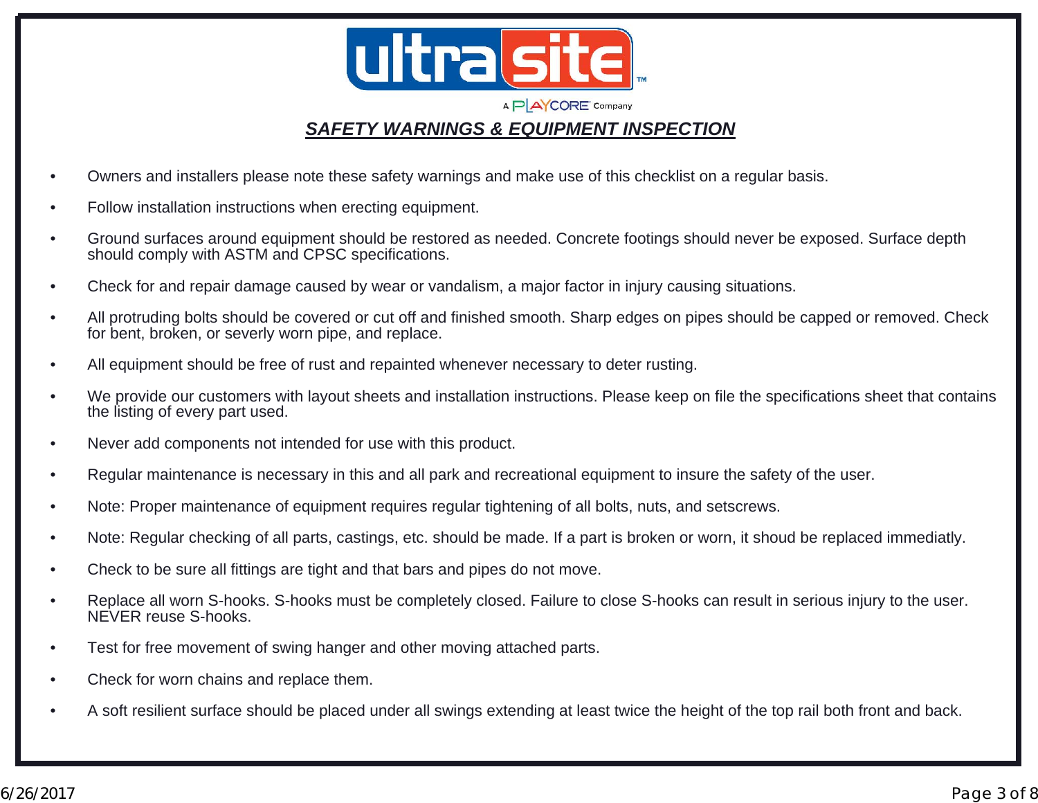ultra site

A PLAYCORE Company

## ***SAFETY WARNINGS & EQUIPMENT INSPECTION***

- Owners and installers please note these safety warnings and make use of this checklist on a regular basis.
- Follow installation instructions when erecting equipment.
- Ground surfaces around equipment should be restored as needed. Concrete footings should never be exposed. Surface depth should comply with ASTM and CPSC specifications.
- Check for and repair damage caused by wear or vandalism, a major factor in injury causing situations.
- All protruding bolts should be covered or cut off and finished smooth. Sharp edges on pipes should be capped or removed. Check for bent, broken, or severly worn pipe, and replace.
- All equipment should be free of rust and repainted whenever necessary to deter rusting.
- We provide our customers with layout sheets and installation instructions. Please keep on file the specifications sheet that contains the listing of every part used.
- Never add components not intended for use with this product.
- Regular maintenance is necessary in this and all park and recreational equipment to insure the safety of the user.
- Note: Proper maintenance of equipment requires regular tightening of all bolts, nuts, and setscrews.
- Note: Regular checking of all parts, castings, etc. should be made. If a part is broken or worn, it shoud be replaced immediatly.
- Check to be sure all fittings are tight and that bars and pipes do not move.
- Replace all worn S-hooks. S-hooks must be completely closed. Failure to close S-hooks can result in serious injury to the user. NEVER reuse S-hooks.
- Test for free movement of swing hanger and other moving attached parts.
- Check for worn chains and replace them.
- A soft resilient surface should be placed under all swings extending at least twice the height of the top rail both front and back.

6/26/2017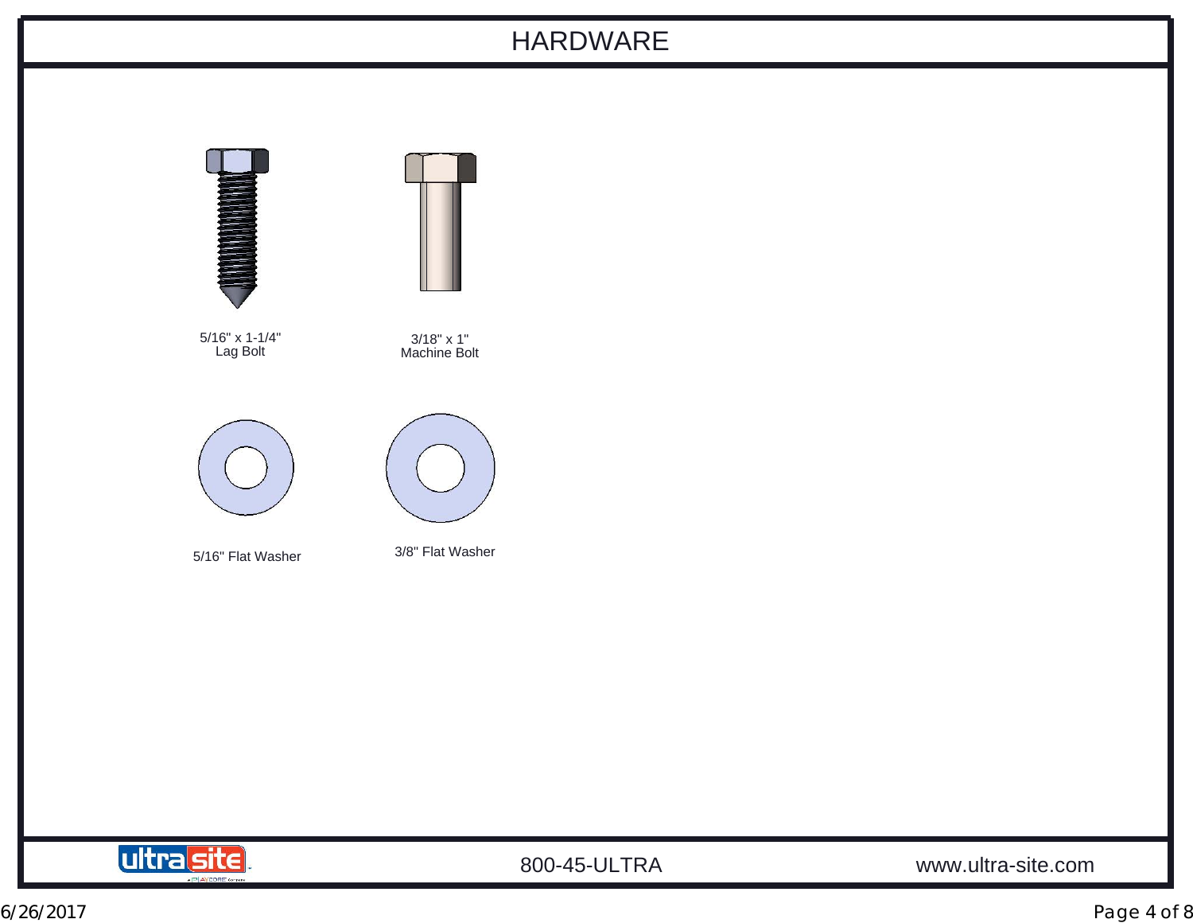# HARDWARE

5/16" x 1-1/4"
Lag Bolt

3/18" x 1"
Machine Bolt

5/16" Flat Washer

3/8" Flat Washer

800-45-ULTRA

www.ultra-site.com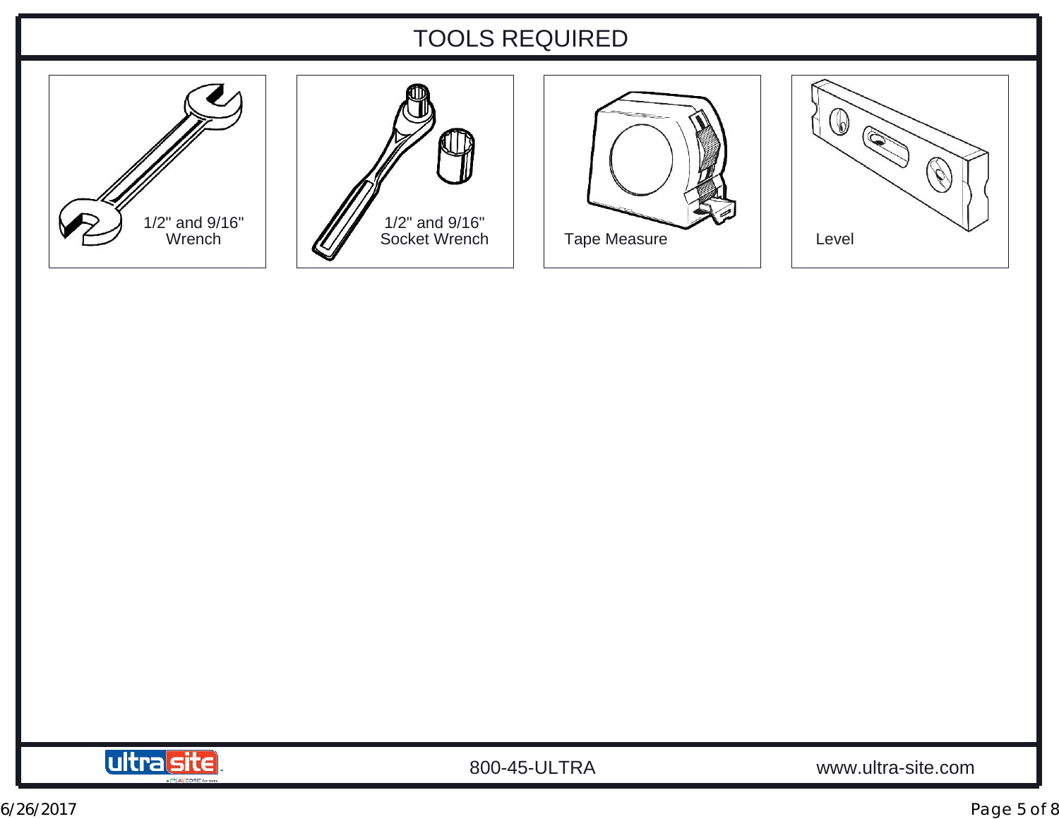# TOOLS REQUIRED

- 1/2" and 9/16" Wrench
- 1/2" and 9/16" Socket Wrench
- Tape Measure
- Level

800-45-ULTRA

www.ultra-site.com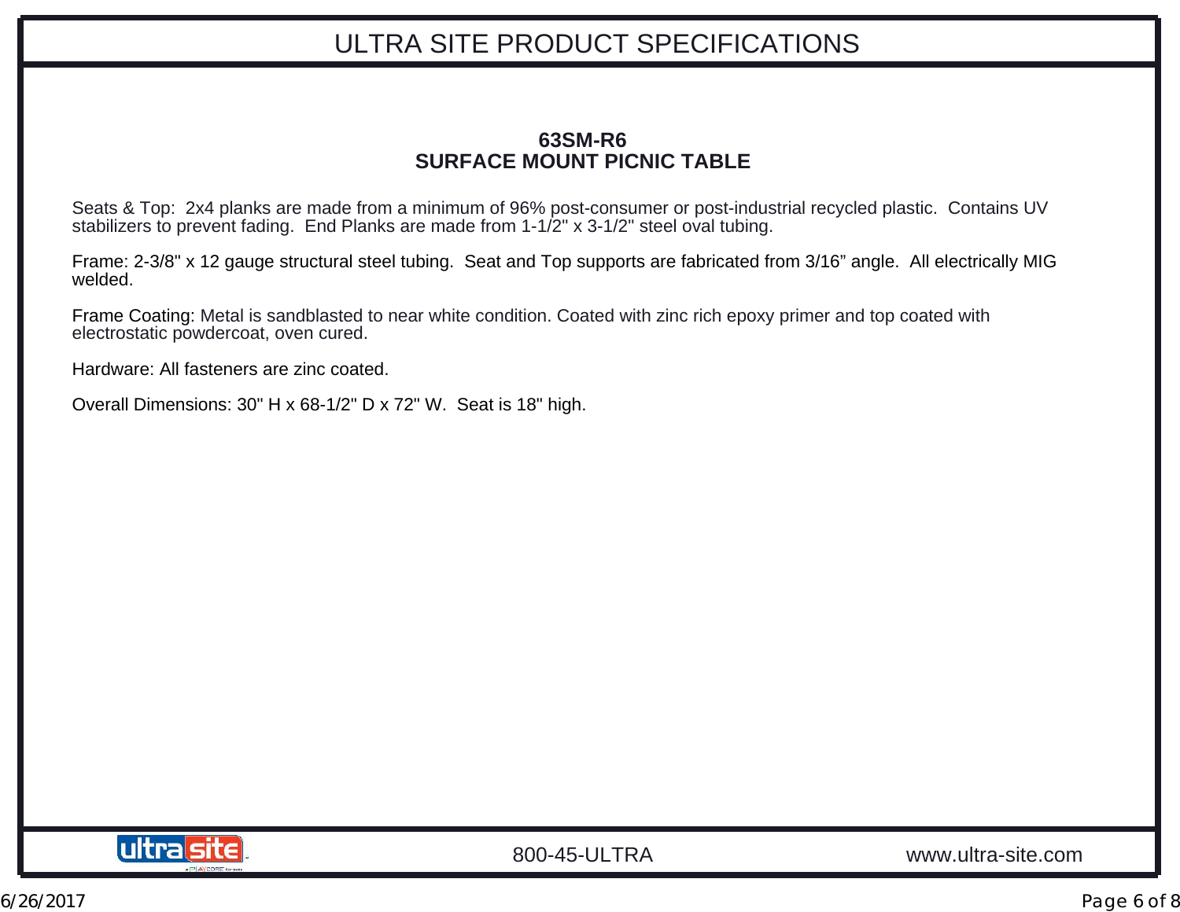# ULTRA SITE PRODUCT SPECIFICATIONS

## 63SM-R6
## SURFACE MOUNT PICNIC TABLE

Seats & Top: 2x4 planks are made from a minimum of 96% post-consumer or post-industrial recycled plastic. Contains UV stabilizers to prevent fading. End Planks are made from 1-1/2" x 3-1/2" steel oval tubing.

Frame: 2-3/8" x 12 gauge structural steel tubing. Seat and Top supports are fabricated from 3/16” angle. All electrically MIG welded.

Frame Coating: Metal is sandblasted to near white condition. Coated with zinc rich epoxy primer and top coated with electrostatic powdercoat, oven cured.

Hardware: All fasteners are zinc coated.

Overall Dimensions: 30" H x 68-1/2" D x 72" W. Seat is 18" high.

800-45-ULTRA www.ultra-site.com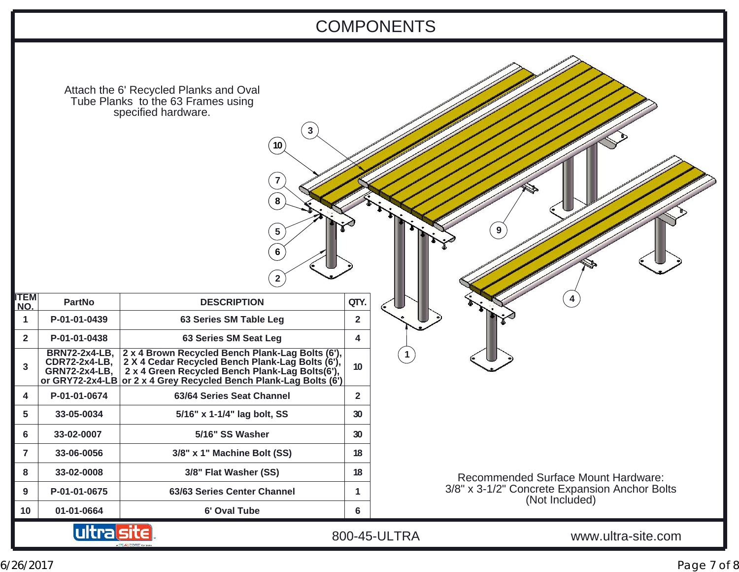# COMPONENTS

Attach the 6' Recycled Planks and Oval Tube Planks to the 63 Frames using specified hardware.

| ITEM NO. | PartNo | DESCRIPTION | QTY. |
|---|---|---|---|
| 1 | P-01-01-0439 | 63 Series SM Table Leg | 2 |
| 2 | P-01-01-0438 | 63 Series SM Seat Leg | 4 |
| 3 | BRN72-2x4-LB, CDR72-2x4-LB, GRN72-2x4-LB, or GRY72-2x4-LB | 2 x 4 Brown Recycled Bench Plank-Lag Bolts (6'), 2 X 4 Cedar Recycled Bench Plank-Lag Bolts (6'), 2 x 4 Green Recycled Bench Plank-Lag Bolts(6'), or 2 x 4 Grey Recycled Bench Plank-Lag Bolts (6') | 10 |
| 4 | P-01-01-0674 | 63/64 Series Seat Channel | 2 |
| 5 | 33-05-0034 | 5/16" x 1-1/4" lag bolt, SS | 30 |
| 6 | 33-02-0007 | 5/16" SS Washer | 30 |
| 7 | 33-06-0056 | 3/8" x 1" Machine Bolt (SS) | 18 |
| 8 | 33-02-0008 | 3/8" Flat Washer (SS) | 18 |
| 9 | P-01-01-0675 | 63/63 Series Center Channel | 1 |
| 10 | 01-01-0664 | 6' Oval Tube | 6 |

Recommended Surface Mount Hardware:
3/8" x 3-1/2" Concrete Expansion Anchor Bolts
(Not Included)

800-45-ULTRA www.ultra-site.com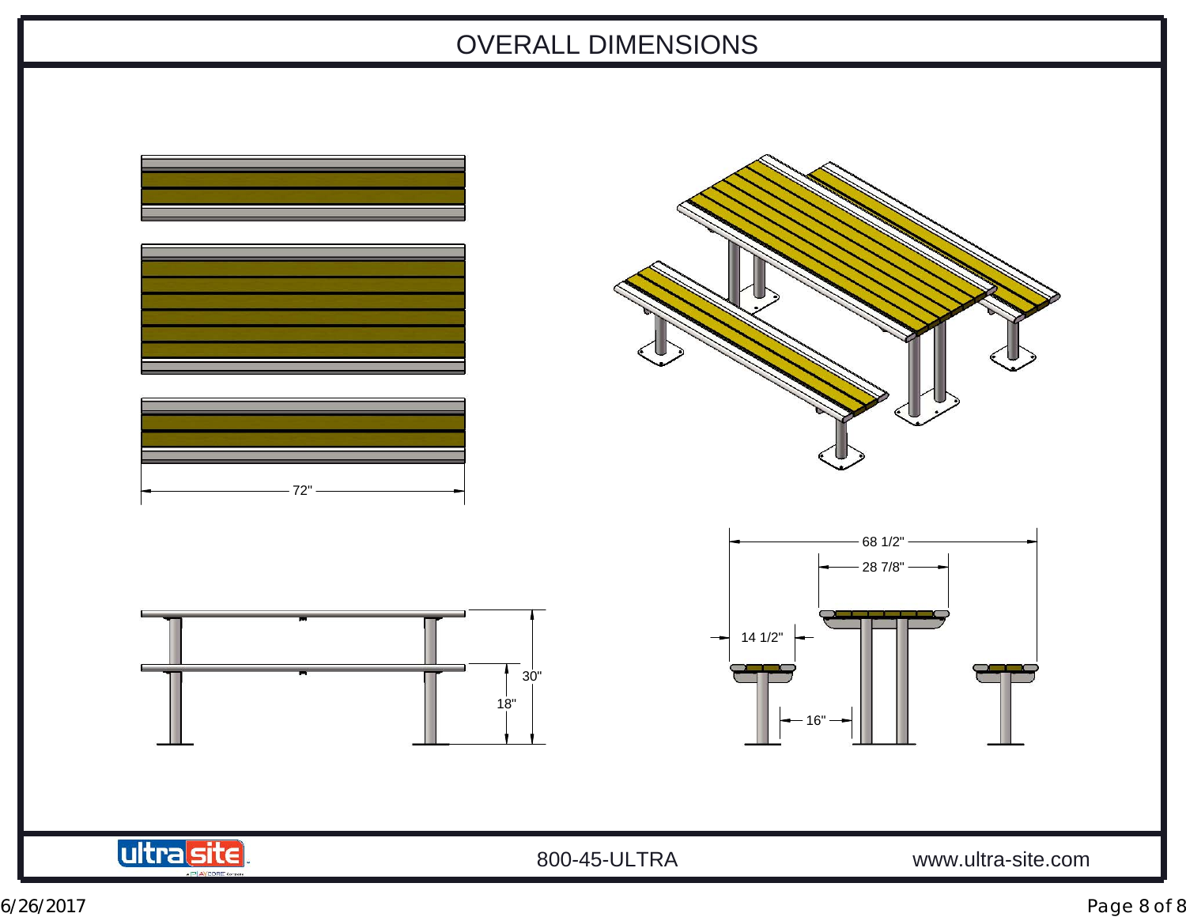# OVERALL DIMENSIONS

72"

30"

18"

68 1/2"

28 7/8"

14 1/2"

16"

ultra site

800-45-ULTRA

www.ultra-site.com

6/26/2017